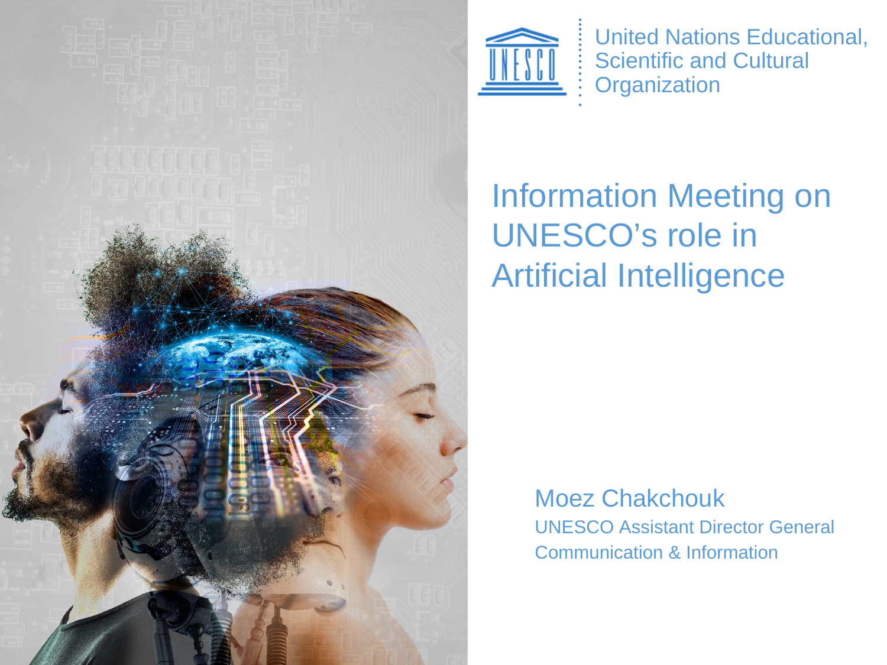United Nations Educational, Scientific and Cultural Organization

# Information Meeting on UNESCO's role in Artificial Intelligence

Moez Chakchouk

UNESCO Assistant Director General

Communication & Information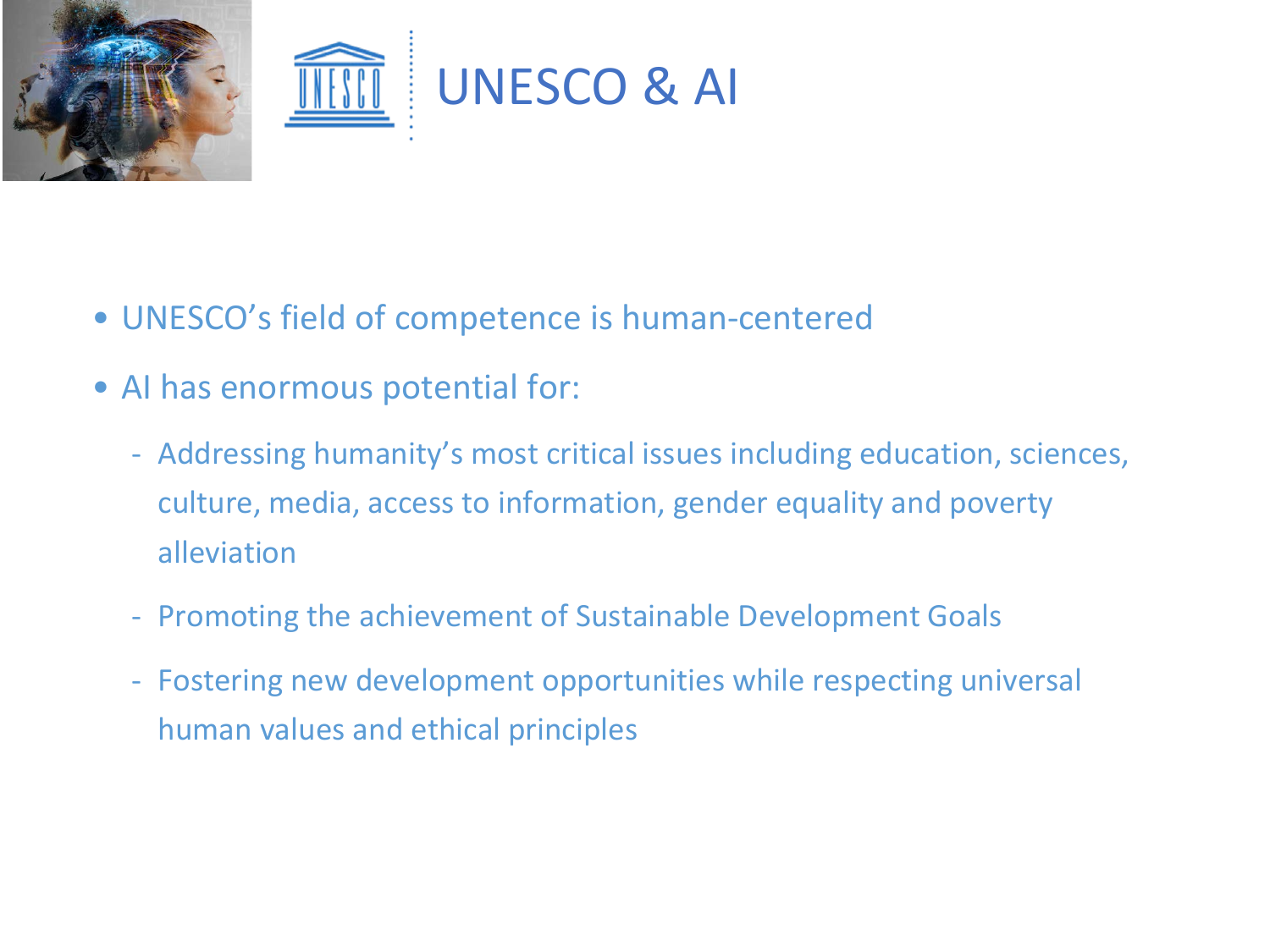# UNESCO & AI

- UNESCO's field of competence is human-centered
- AI has enormous potential for:
  - Addressing humanity's most critical issues including education, sciences, culture, media, access to information, gender equality and poverty alleviation
  - Promoting the achievement of Sustainable Development Goals
  - Fostering new development opportunities while respecting universal human values and ethical principles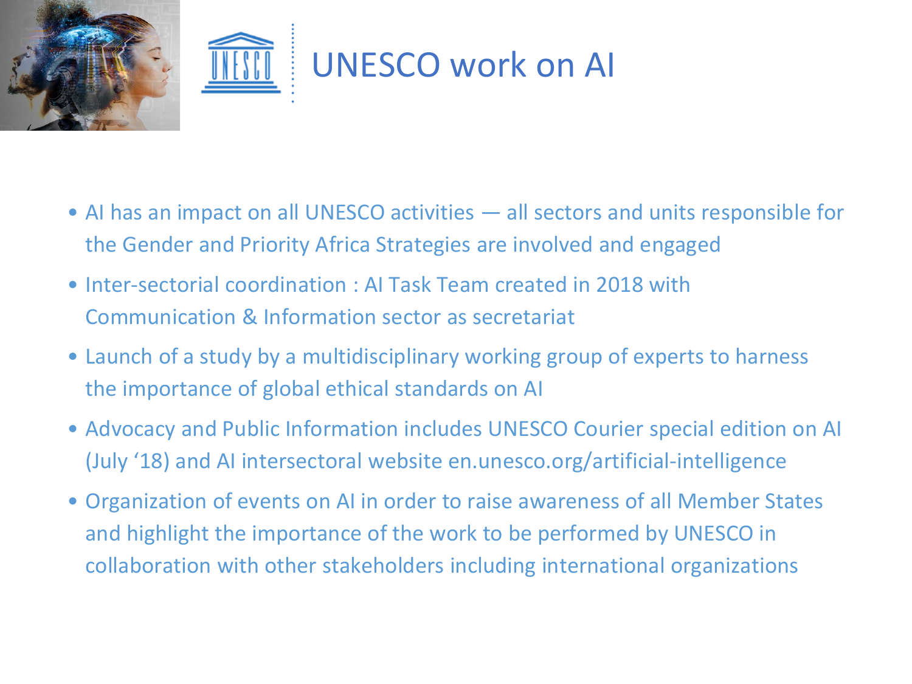# UNESCO work on AI

- AI has an impact on all UNESCO activities — all sectors and units responsible for the Gender and Priority Africa Strategies are involved and engaged
- Inter-sectorial coordination : AI Task Team created in 2018 with Communication & Information sector as secretariat
- Launch of a study by a multidisciplinary working group of experts to harness the importance of global ethical standards on AI
- Advocacy and Public Information includes UNESCO Courier special edition on AI (July '18) and AI intersectoral website en.unesco.org/artificial-intelligence
- Organization of events on AI in order to raise awareness of all Member States and highlight the importance of the work to be performed by UNESCO in collaboration with other stakeholders including international organizations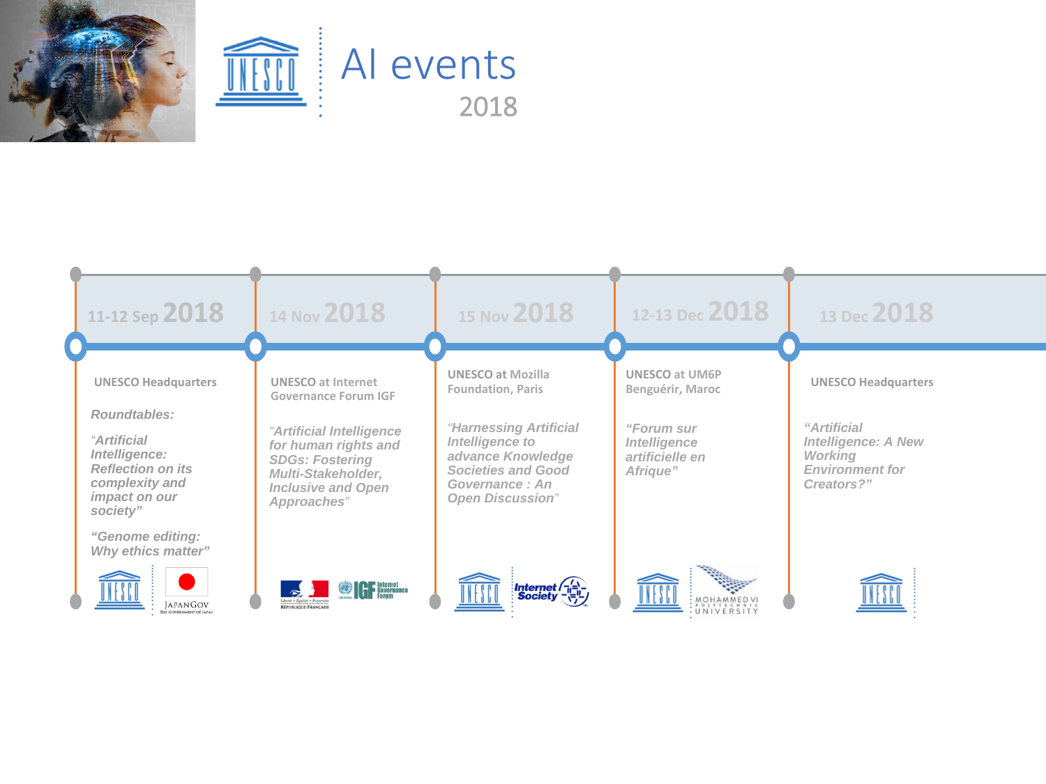# AI events

2018

## 11-12 Sep 2018

UNESCO Headquarters

*Roundtables:*

*"Artificial Intelligence: Reflection on its complexity and impact on our society"*

*"Genome editing: Why ethics matter"*

## 14 Nov 2018

UNESCO at Internet Governance Forum IGF

*"Artificial Intelligence for human rights and SDGs: Fostering Multi-Stakeholder, Inclusive and Open Approaches"*

## 15 Nov 2018

UNESCO at Mozilla Foundation, Paris

*"Harnessing Artificial Intelligence to advance Knowledge Societies and Good Governance : An Open Discussion"*

## 12-13 Dec 2018

UNESCO at UM6P Benguérir, Maroc

*"Forum sur Intelligence artificielle en Afrique"*

## 13 Dec 2018

UNESCO Headquarters

*"Artificial Intelligence: A New Working Environment for Creators?"*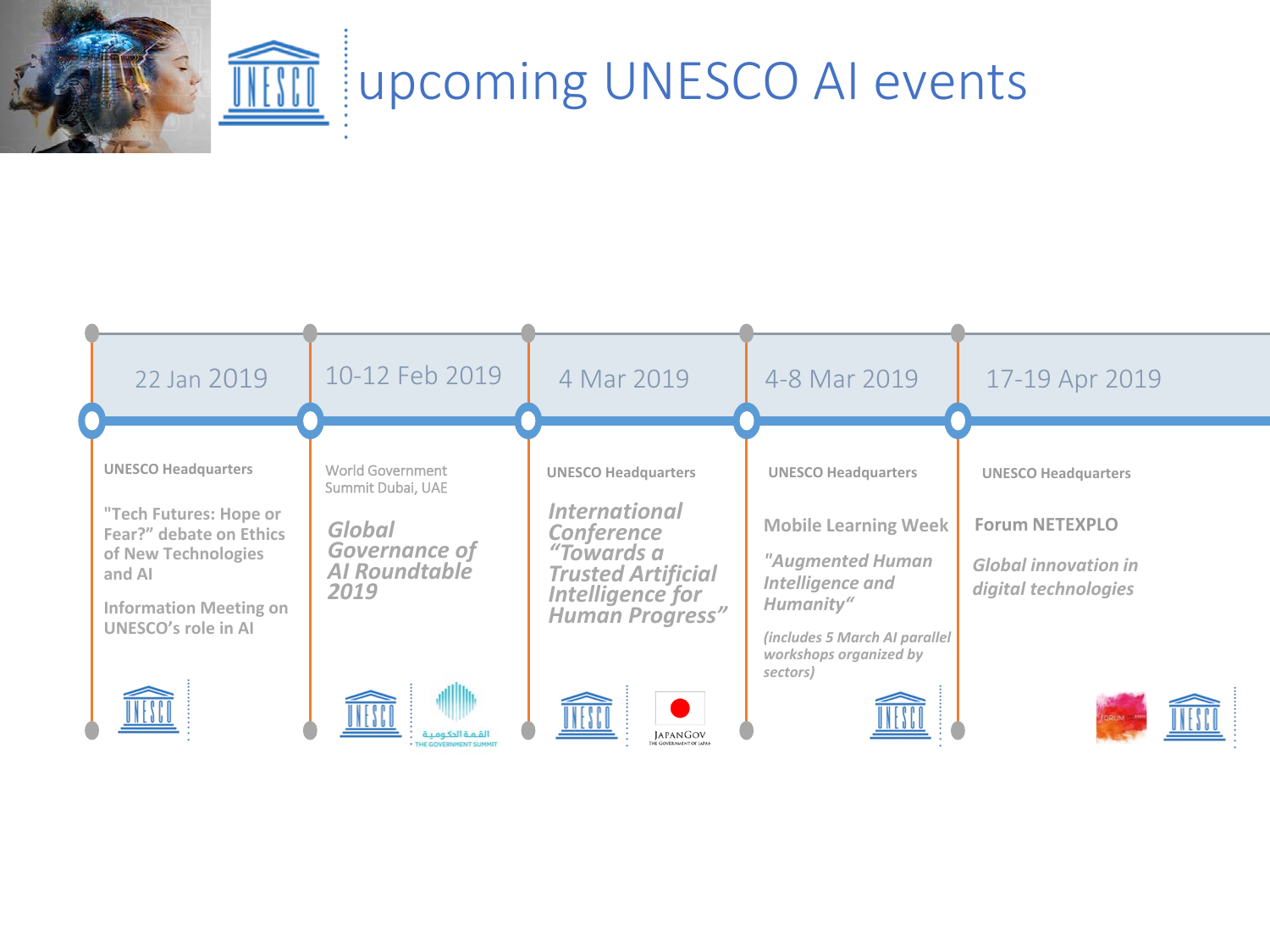# upcoming UNESCO AI events

## 22 Jan 2019

**UNESCO Headquarters**

**"Tech Futures: Hope or Fear?" debate on Ethics of New Technologies and AI**

**Information Meeting on UNESCO's role in AI**

## 10-12 Feb 2019

World Government Summit Dubai, UAE

***Global Governance of AI Roundtable 2019***

## 4 Mar 2019

**UNESCO Headquarters**

***International Conference "Towards a Trusted Artificial Intelligence for Human Progress"***

## 4-8 Mar 2019

**UNESCO Headquarters**

**Mobile Learning Week**

***"Augmented Human Intelligence and Humanity"***

*(includes 5 March AI parallel workshops organized by sectors)*

## 17-19 Apr 2019

**UNESCO Headquarters**

**Forum NETEXPLO**

***Global innovation in digital technologies***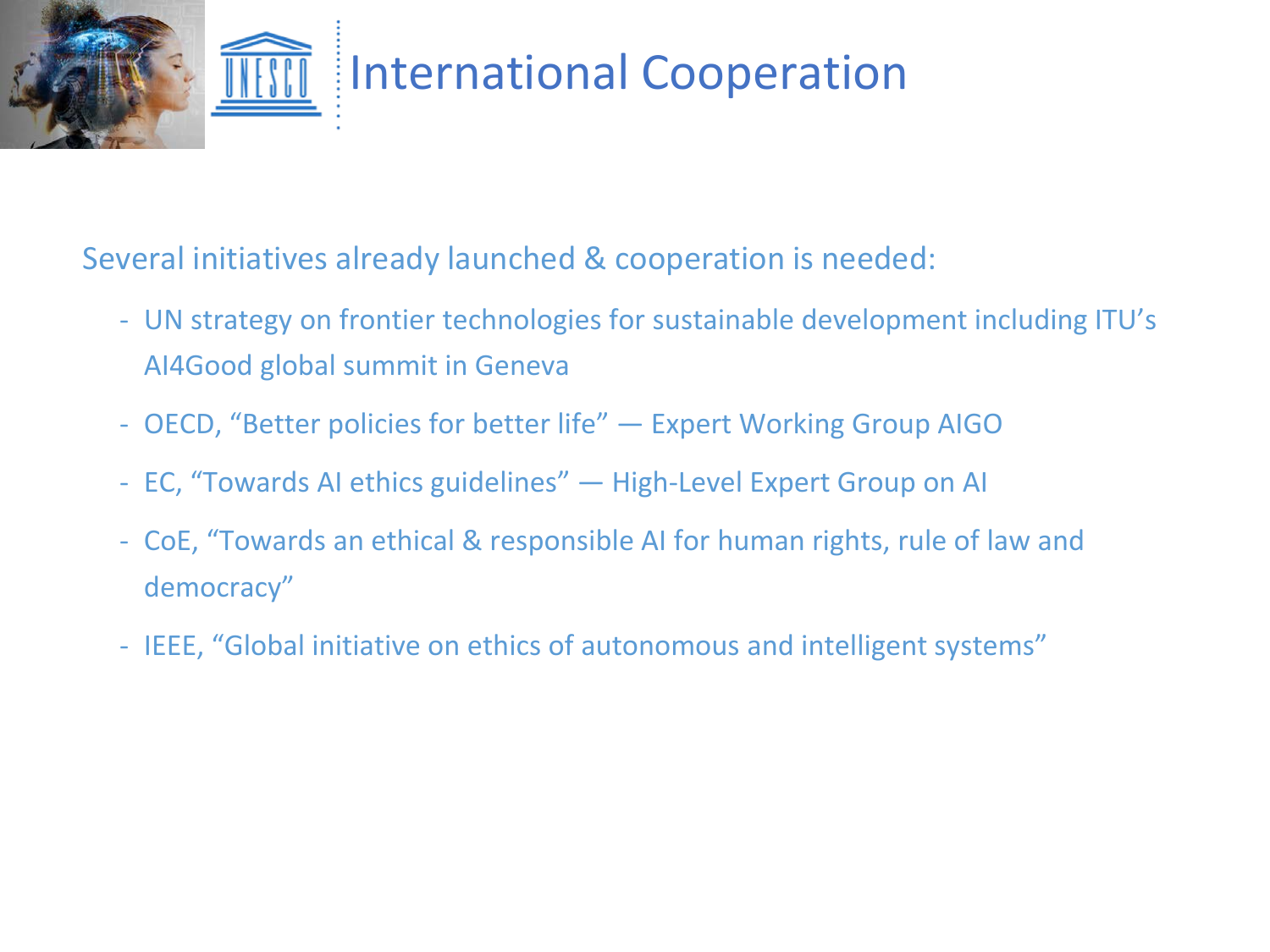# International Cooperation

Several initiatives already launched & cooperation is needed:

- UN strategy on frontier technologies for sustainable development including ITU's AI4Good global summit in Geneva
- OECD, "Better policies for better life" — Expert Working Group AIGO
- EC, "Towards AI ethics guidelines" — High-Level Expert Group on AI
- CoE, "Towards an ethical & responsible AI for human rights, rule of law and democracy"
- IEEE, "Global initiative on ethics of autonomous and intelligent systems"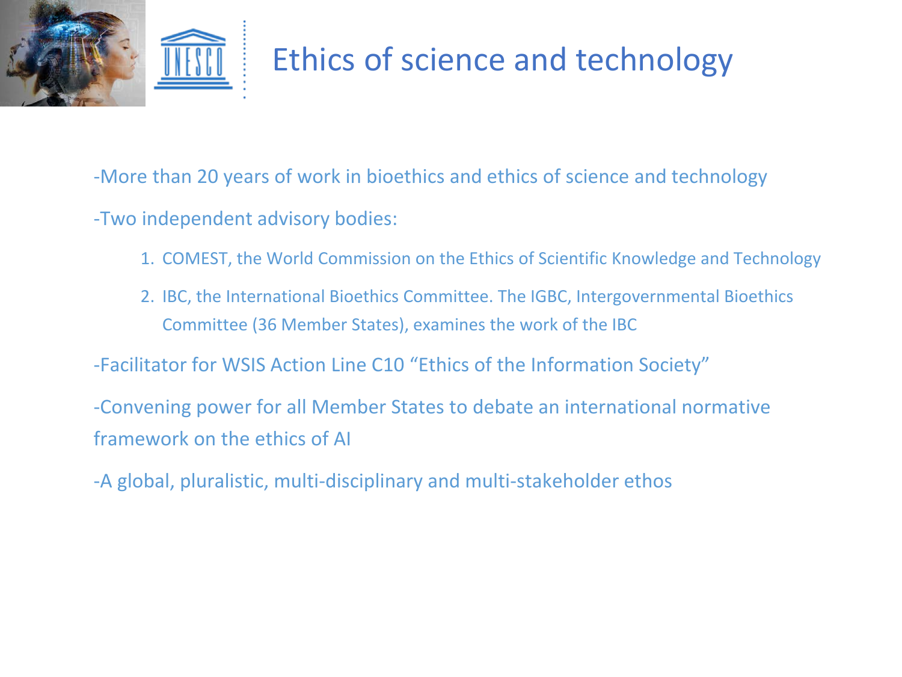# Ethics of science and technology

-More than 20 years of work in bioethics and ethics of science and technology

-Two independent advisory bodies:

1. COMEST, the World Commission on the Ethics of Scientific Knowledge and Technology
2. IBC, the International Bioethics Committee. The IGBC, Intergovernmental Bioethics Committee (36 Member States), examines the work of the IBC

-Facilitator for WSIS Action Line C10 “Ethics of the Information Society”

-Convening power for all Member States to debate an international normative framework on the ethics of AI

-A global, pluralistic, multi-disciplinary and multi-stakeholder ethos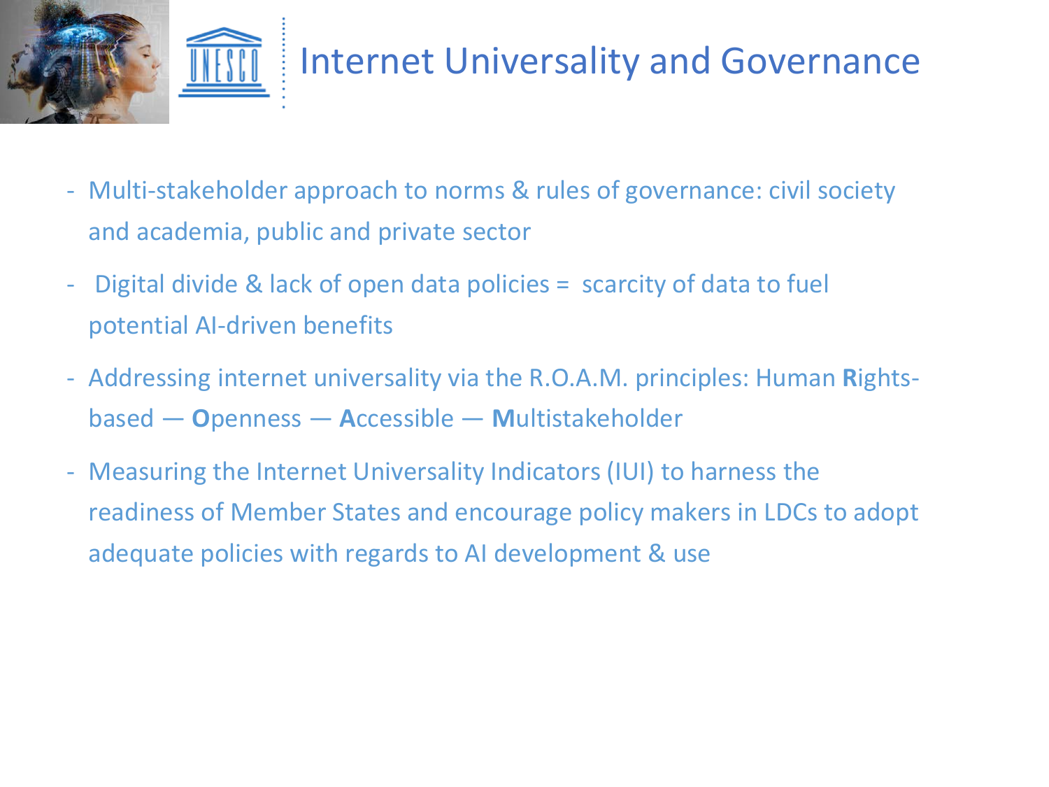# Internet Universality and Governance

- Multi-stakeholder approach to norms & rules of governance: civil society and academia, public and private sector
- Digital divide & lack of open data policies = scarcity of data to fuel potential AI-driven benefits
- Addressing internet universality via the R.O.A.M. principles: Human **R**ights-based — **O**penness — **A**ccessible — **M**ultistakeholder
- Measuring the Internet Universality Indicators (IUI) to harness the readiness of Member States and encourage policy makers in LDCs to adopt adequate policies with regards to AI development & use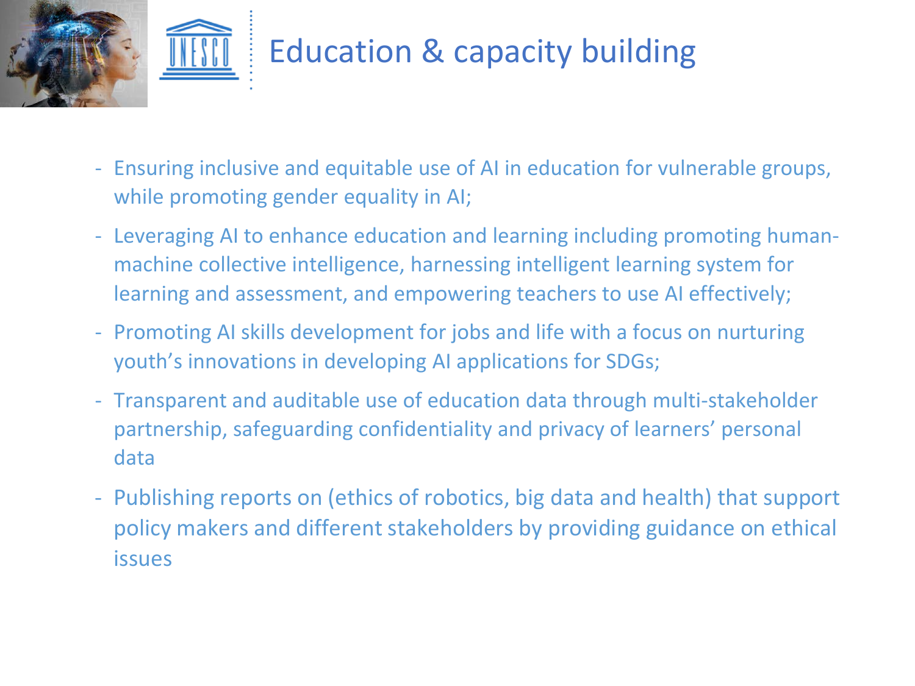# Education & capacity building

- Ensuring inclusive and equitable use of AI in education for vulnerable groups, while promoting gender equality in AI;
- Leveraging AI to enhance education and learning including promoting human-machine collective intelligence, harnessing intelligent learning system for learning and assessment, and empowering teachers to use AI effectively;
- Promoting AI skills development for jobs and life with a focus on nurturing youth's innovations in developing AI applications for SDGs;
- Transparent and auditable use of education data through multi-stakeholder partnership, safeguarding confidentiality and privacy of learners' personal data
- Publishing reports on (ethics of robotics, big data and health) that support policy makers and different stakeholders by providing guidance on ethical issues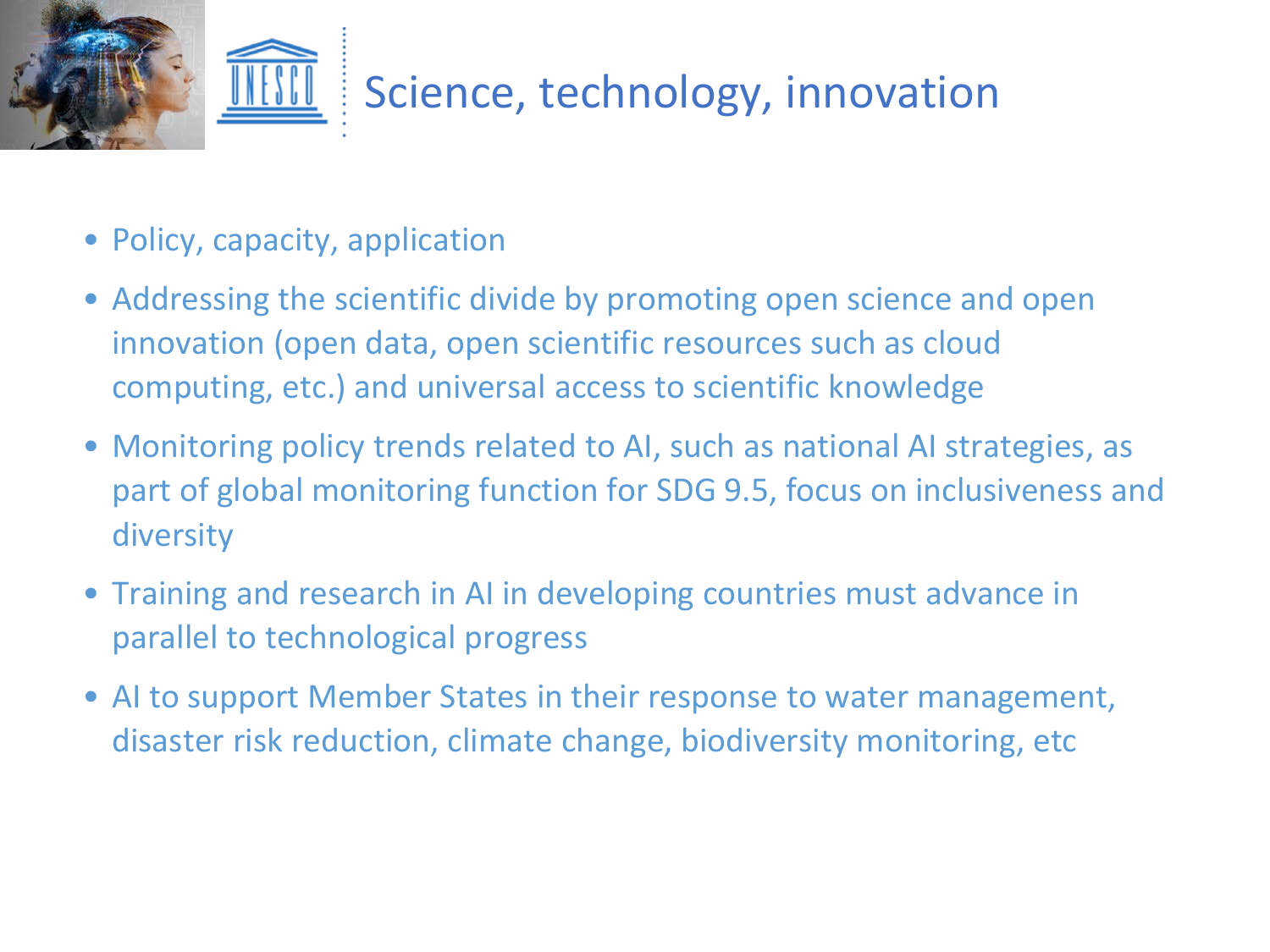# Science, technology, innovation

- Policy, capacity, application
- Addressing the scientific divide by promoting open science and open innovation (open data, open scientific resources such as cloud computing, etc.) and universal access to scientific knowledge
- Monitoring policy trends related to AI, such as national AI strategies, as part of global monitoring function for SDG 9.5, focus on inclusiveness and diversity
- Training and research in AI in developing countries must advance in parallel to technological progress
- AI to support Member States in their response to water management, disaster risk reduction, climate change, biodiversity monitoring, etc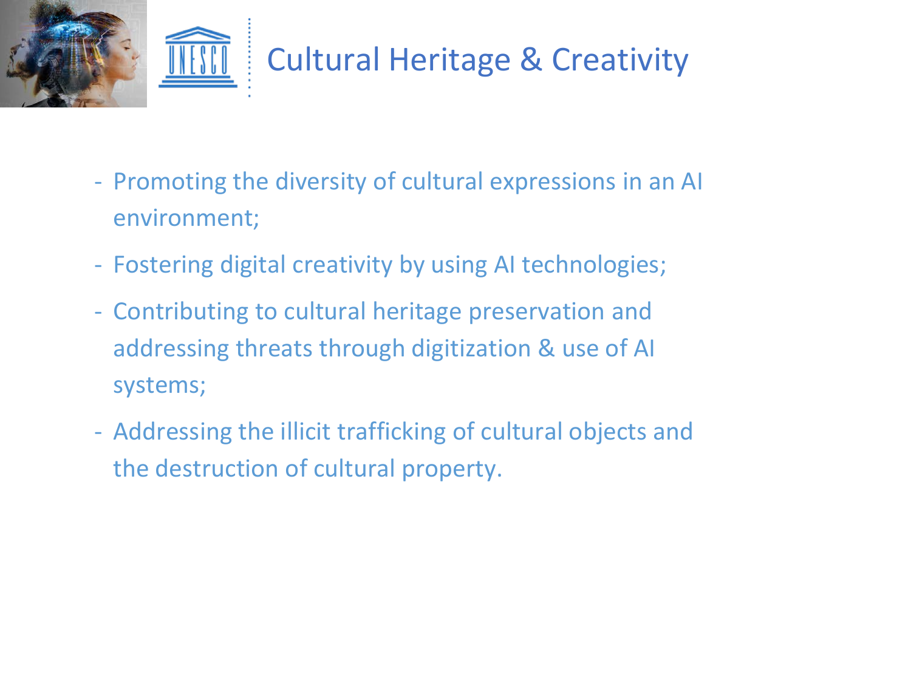# Cultural Heritage & Creativity

- Promoting the diversity of cultural expressions in an AI environment;
- Fostering digital creativity by using AI technologies;
- Contributing to cultural heritage preservation and addressing threats through digitization & use of AI systems;
- Addressing the illicit trafficking of cultural objects and the destruction of cultural property.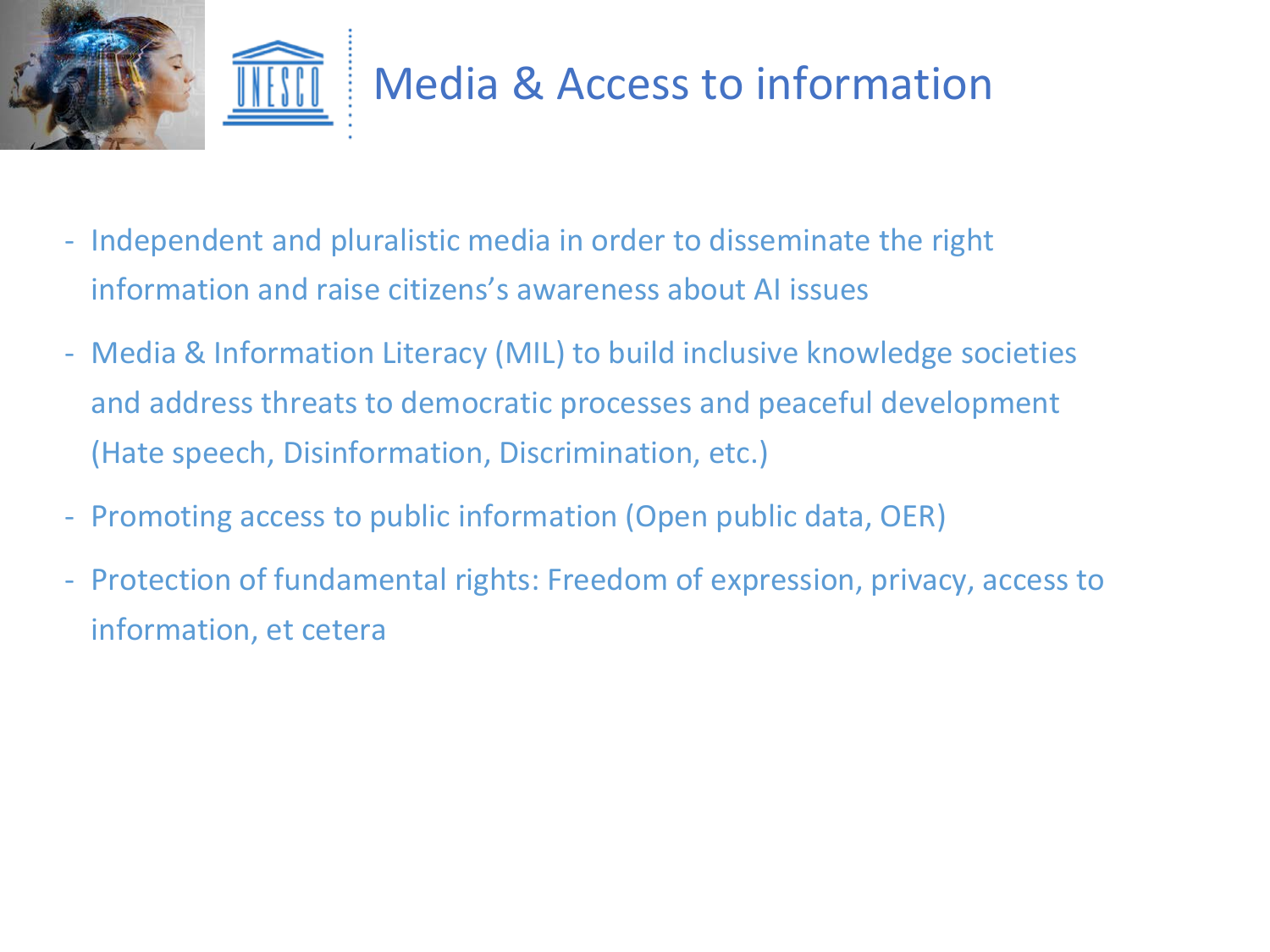# Media & Access to information

- Independent and pluralistic media in order to disseminate the right information and raise citizens's awareness about AI issues
- Media & Information Literacy (MIL) to build inclusive knowledge societies and address threats to democratic processes and peaceful development (Hate speech, Disinformation, Discrimination, etc.)
- Promoting access to public information (Open public data, OER)
- Protection of fundamental rights: Freedom of expression, privacy, access to information, et cetera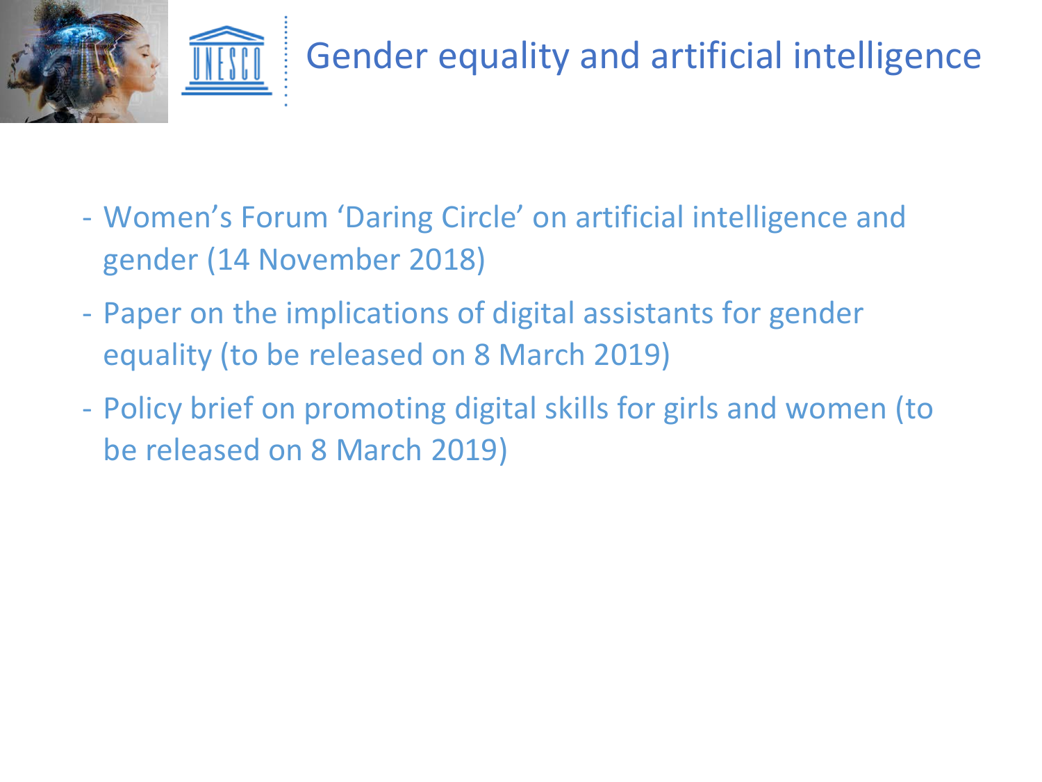# Gender equality and artificial intelligence

- Women's Forum 'Daring Circle' on artificial intelligence and gender (14 November 2018)
- Paper on the implications of digital assistants for gender equality (to be released on 8 March 2019)
- Policy brief on promoting digital skills for girls and women (to be released on 8 March 2019)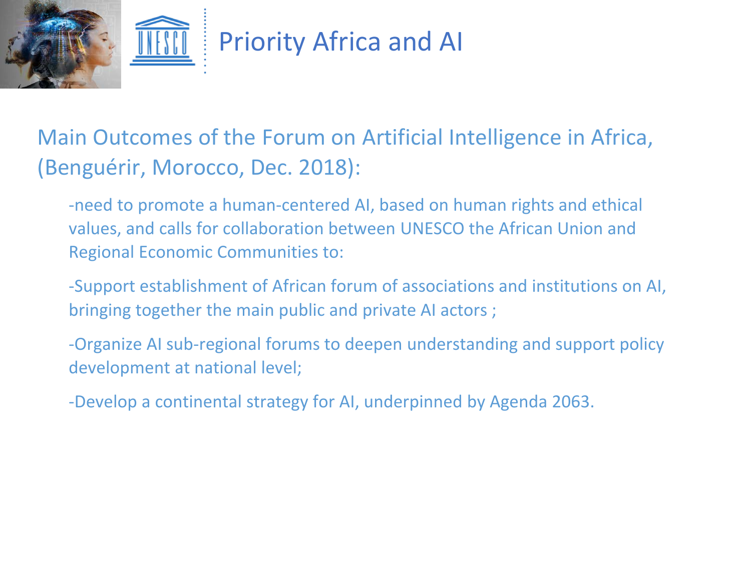# Priority Africa and AI

## Main Outcomes of the Forum on Artificial Intelligence in Africa, (Benguérir, Morocco, Dec. 2018):

-need to promote a human-centered AI, based on human rights and ethical values, and calls for collaboration between UNESCO the African Union and Regional Economic Communities to:

-Support establishment of African forum of associations and institutions on AI, bringing together the main public and private AI actors ;

-Organize AI sub-regional forums to deepen understanding and support policy development at national level;

-Develop a continental strategy for AI, underpinned by Agenda 2063.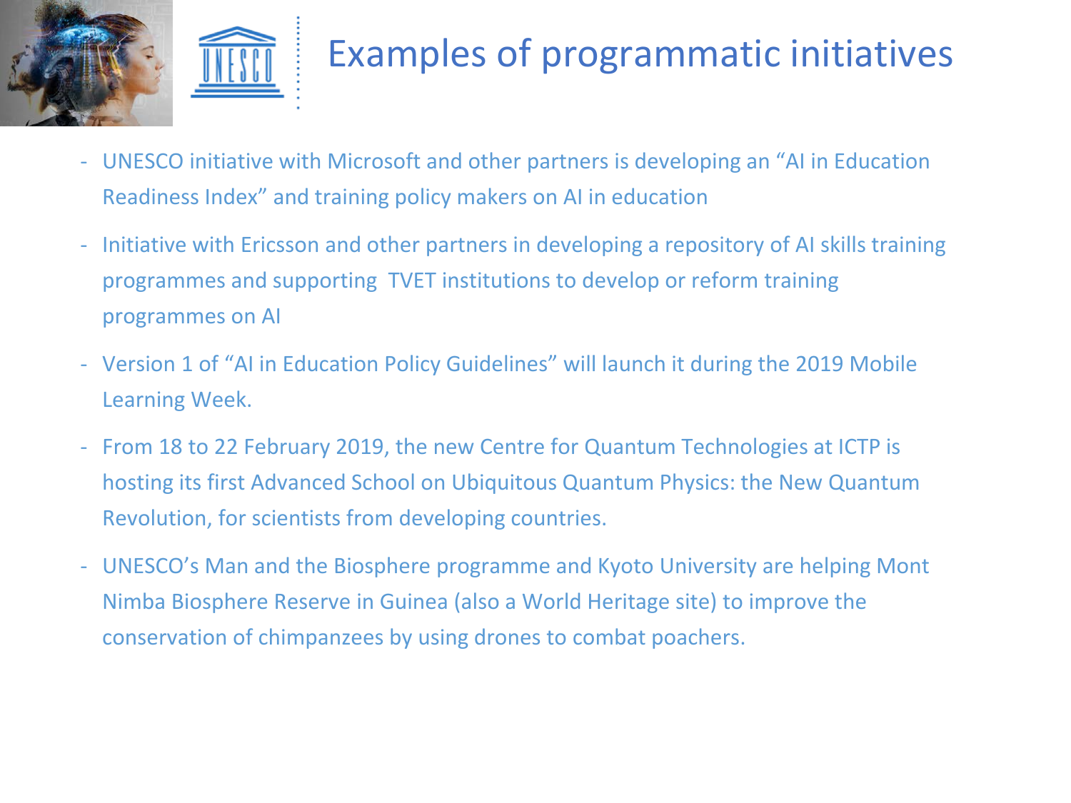# Examples of programmatic initiatives

- UNESCO initiative with Microsoft and other partners is developing an "AI in Education Readiness Index" and training policy makers on AI in education
- Initiative with Ericsson and other partners in developing a repository of AI skills training programmes and supporting TVET institutions to develop or reform training programmes on AI
- Version 1 of "AI in Education Policy Guidelines" will launch it during the 2019 Mobile Learning Week.
- From 18 to 22 February 2019, the new Centre for Quantum Technologies at ICTP is hosting its first Advanced School on Ubiquitous Quantum Physics: the New Quantum Revolution, for scientists from developing countries.
- UNESCO's Man and the Biosphere programme and Kyoto University are helping Mont Nimba Biosphere Reserve in Guinea (also a World Heritage site) to improve the conservation of chimpanzees by using drones to combat poachers.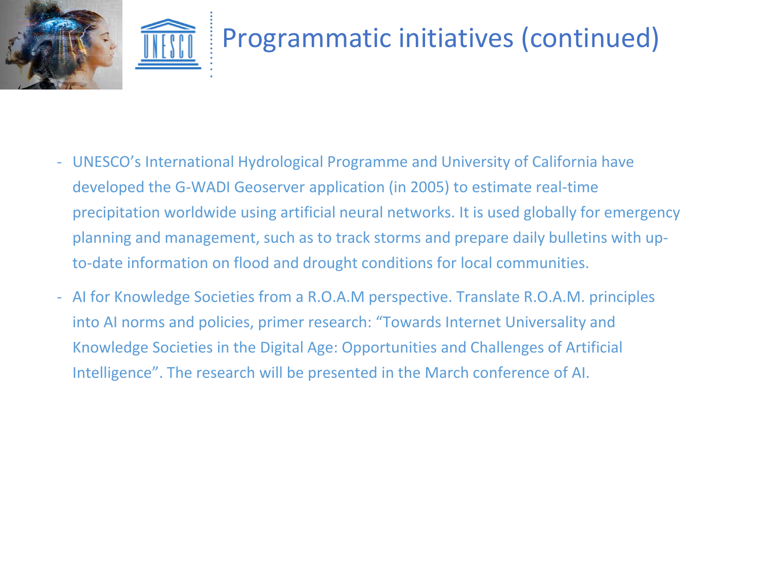# Programmatic initiatives (continued)

- UNESCO's International Hydrological Programme and University of California have developed the G-WADI Geoserver application (in 2005) to estimate real-time precipitation worldwide using artificial neural networks. It is used globally for emergency planning and management, such as to track storms and prepare daily bulletins with up-to-date information on flood and drought conditions for local communities.
- AI for Knowledge Societies from a R.O.A.M perspective. Translate R.O.A.M. principles into AI norms and policies, primer research: "Towards Internet Universality and Knowledge Societies in the Digital Age: Opportunities and Challenges of Artificial Intelligence". The research will be presented in the March conference of AI.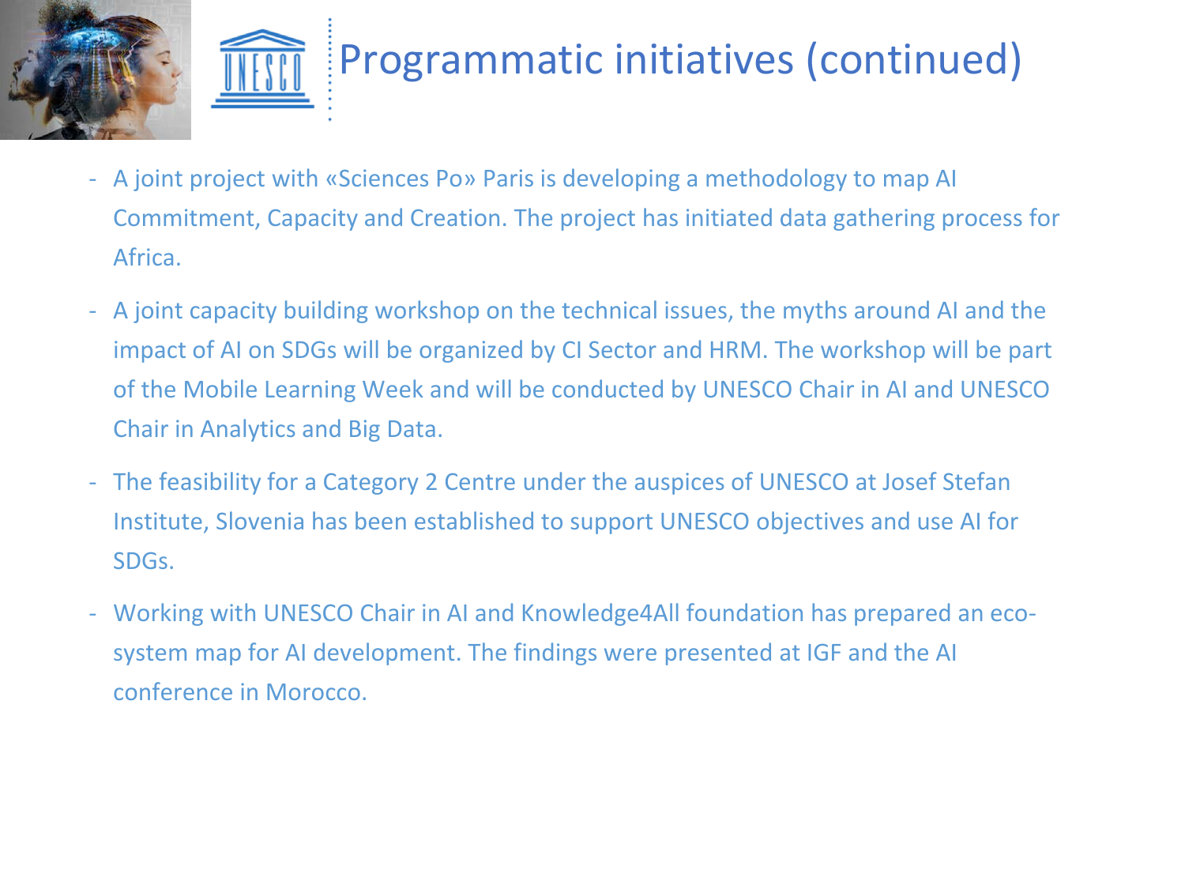# Programmatic initiatives (continued)

- A joint project with «Sciences Po» Paris is developing a methodology to map AI Commitment, Capacity and Creation. The project has initiated data gathering process for Africa.
- A joint capacity building workshop on the technical issues, the myths around AI and the impact of AI on SDGs will be organized by CI Sector and HRM. The workshop will be part of the Mobile Learning Week and will be conducted by UNESCO Chair in AI and UNESCO Chair in Analytics and Big Data.
- The feasibility for a Category 2 Centre under the auspices of UNESCO at Josef Stefan Institute, Slovenia has been established to support UNESCO objectives and use AI for SDGs.
- Working with UNESCO Chair in AI and Knowledge4All foundation has prepared an eco-system map for AI development. The findings were presented at IGF and the AI conference in Morocco.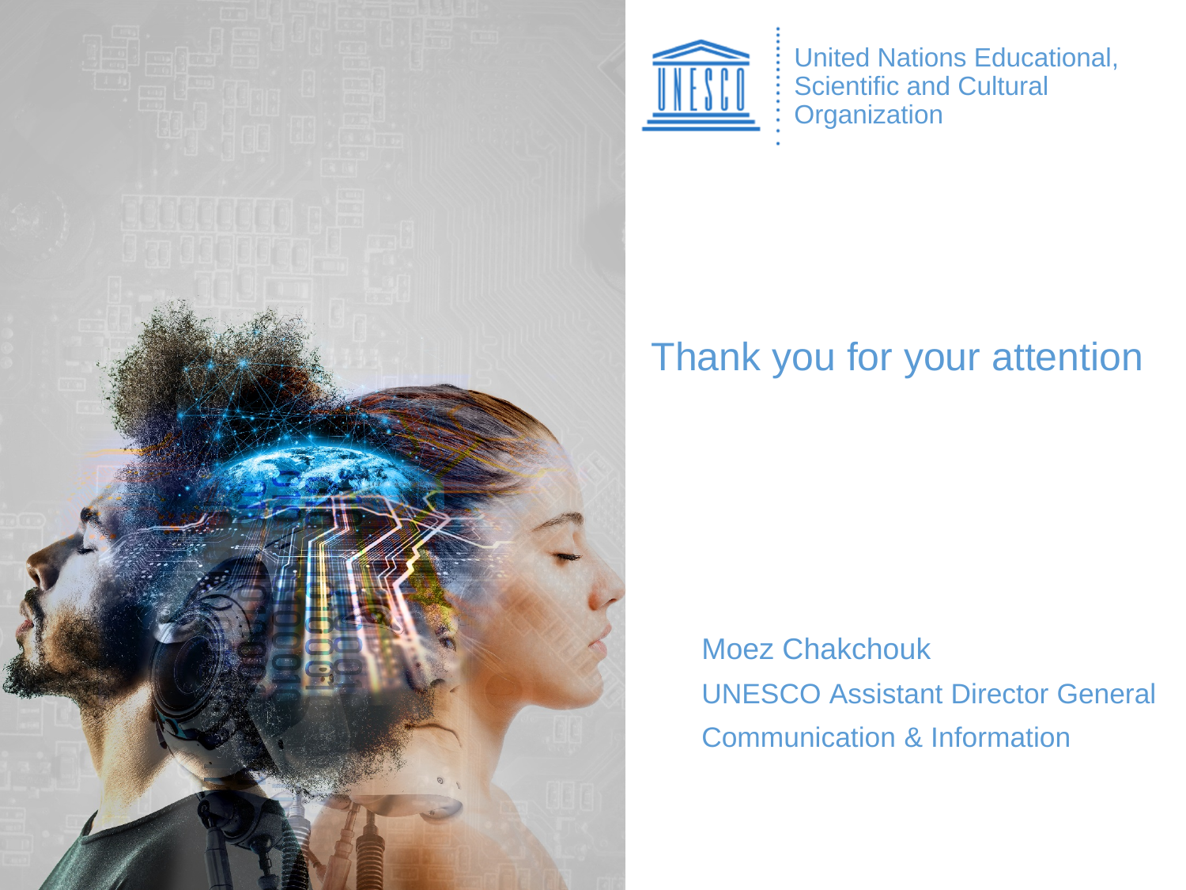United Nations Educational, Scientific and Cultural Organization

# Thank you for your attention

Moez Chakchouk

UNESCO Assistant Director General

Communication & Information